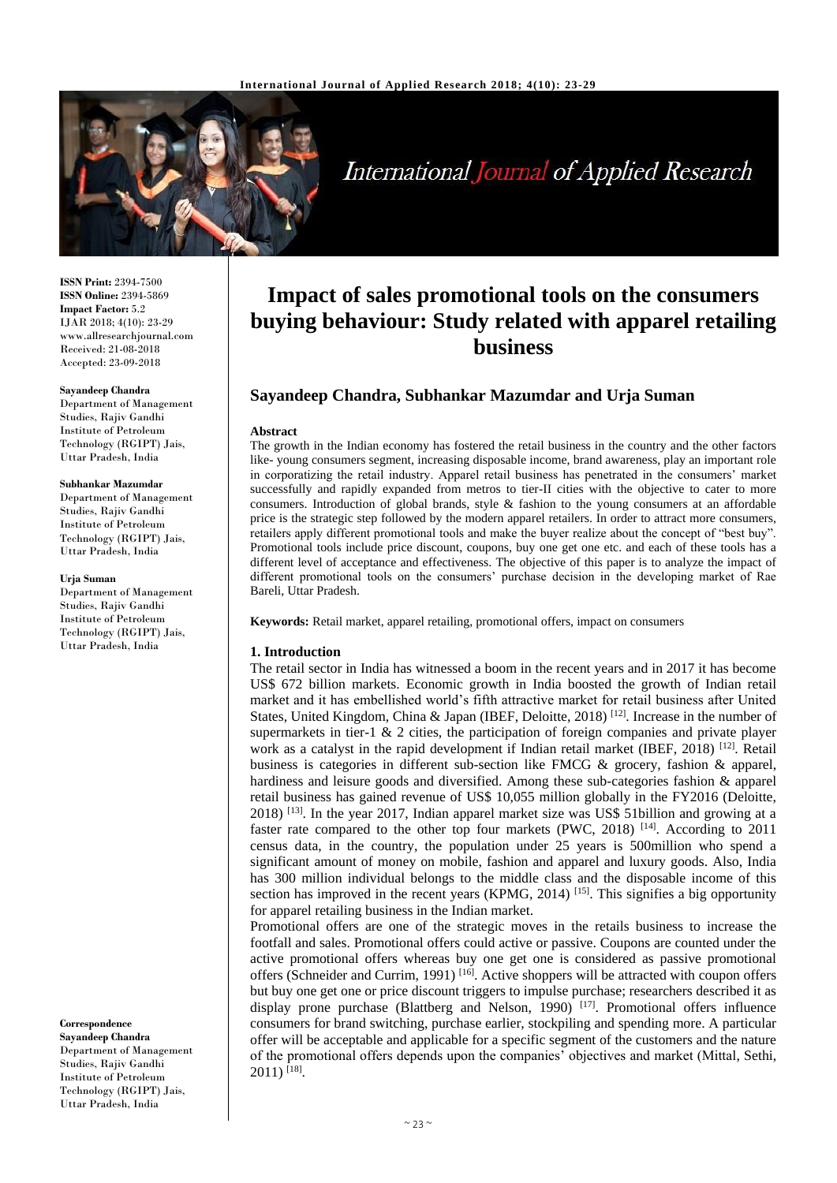**ISSN Print:** 2394-7500
**ISSN Online:** 2394-5869
**Impact Factor:** 5.2
IJAR 2018; 4(10): 23-29
www.allresearchjournal.com
Received: 21-08-2018
Accepted: 23-09-2018

**Sayandeep Chandra**
Department of Management Studies, Rajiv Gandhi Institute of Petroleum Technology (RGIPT) Jais, Uttar Pradesh, India

**Subhankar Mazumdar**
Department of Management Studies, Rajiv Gandhi Institute of Petroleum Technology (RGIPT) Jais, Uttar Pradesh, India

**Urja Suman**
Department of Management Studies, Rajiv Gandhi Institute of Petroleum Technology (RGIPT) Jais, Uttar Pradesh, India

**Correspondence**
**Sayandeep Chandra**
Department of Management Studies, Rajiv Gandhi Institute of Petroleum Technology (RGIPT) Jais, Uttar Pradesh, India

# Impact of sales promotional tools on the consumers buying behaviour: Study related with apparel retailing business

## Sayandeep Chandra, Subhankar Mazumdar and Urja Suman

**Abstract**

The growth in the Indian economy has fostered the retail business in the country and the other factors like- young consumers segment, increasing disposable income, brand awareness, play an important role in corporatizing the retail industry. Apparel retail business has penetrated in the consumers' market successfully and rapidly expanded from metros to tier-II cities with the objective to cater to more consumers. Introduction of global brands, style & fashion to the young consumers at an affordable price is the strategic step followed by the modern apparel retailers. In order to attract more consumers, retailers apply different promotional tools and make the buyer realize about the concept of "best buy". Promotional tools include price discount, coupons, buy one get one etc. and each of these tools has a different level of acceptance and effectiveness. The objective of this paper is to analyze the impact of different promotional tools on the consumers' purchase decision in the developing market of Rae Bareli, Uttar Pradesh.

**Keywords:** Retail market, apparel retailing, promotional offers, impact on consumers

### 1. Introduction

The retail sector in India has witnessed a boom in the recent years and in 2017 it has become US$ 672 billion markets. Economic growth in India boosted the growth of Indian retail market and it has embellished world's fifth attractive market for retail business after United States, United Kingdom, China & Japan (IBEF, Deloitte, 2018) [12]. Increase in the number of supermarkets in tier-1 & 2 cities, the participation of foreign companies and private player work as a catalyst in the rapid development if Indian retail market (IBEF, 2018) [12]. Retail business is categories in different sub-section like FMCG & grocery, fashion & apparel, hardiness and leisure goods and diversified. Among these sub-categories fashion & apparel retail business has gained revenue of US$ 10,055 million globally in the FY2016 (Deloitte, 2018) [13]. In the year 2017, Indian apparel market size was US$ 51billion and growing at a faster rate compared to the other top four markets (PWC, 2018) [14]. According to 2011 census data, in the country, the population under 25 years is 500million who spend a significant amount of money on mobile, fashion and apparel and luxury goods. Also, India has 300 million individual belongs to the middle class and the disposable income of this section has improved in the recent years (KPMG, 2014) [15]. This signifies a big opportunity for apparel retailing business in the Indian market.

Promotional offers are one of the strategic moves in the retails business to increase the footfall and sales. Promotional offers could active or passive. Coupons are counted under the active promotional offers whereas buy one get one is considered as passive promotional offers (Schneider and Currim, 1991) [16]. Active shoppers will be attracted with coupon offers but buy one get one or price discount triggers to impulse purchase; researchers described it as display prone purchase (Blattberg and Nelson, 1990) [17]. Promotional offers influence consumers for brand switching, purchase earlier, stockpiling and spending more. A particular offer will be acceptable and applicable for a specific segment of the customers and the nature of the promotional offers depends upon the companies' objectives and market (Mittal, Sethi, 2011) [18].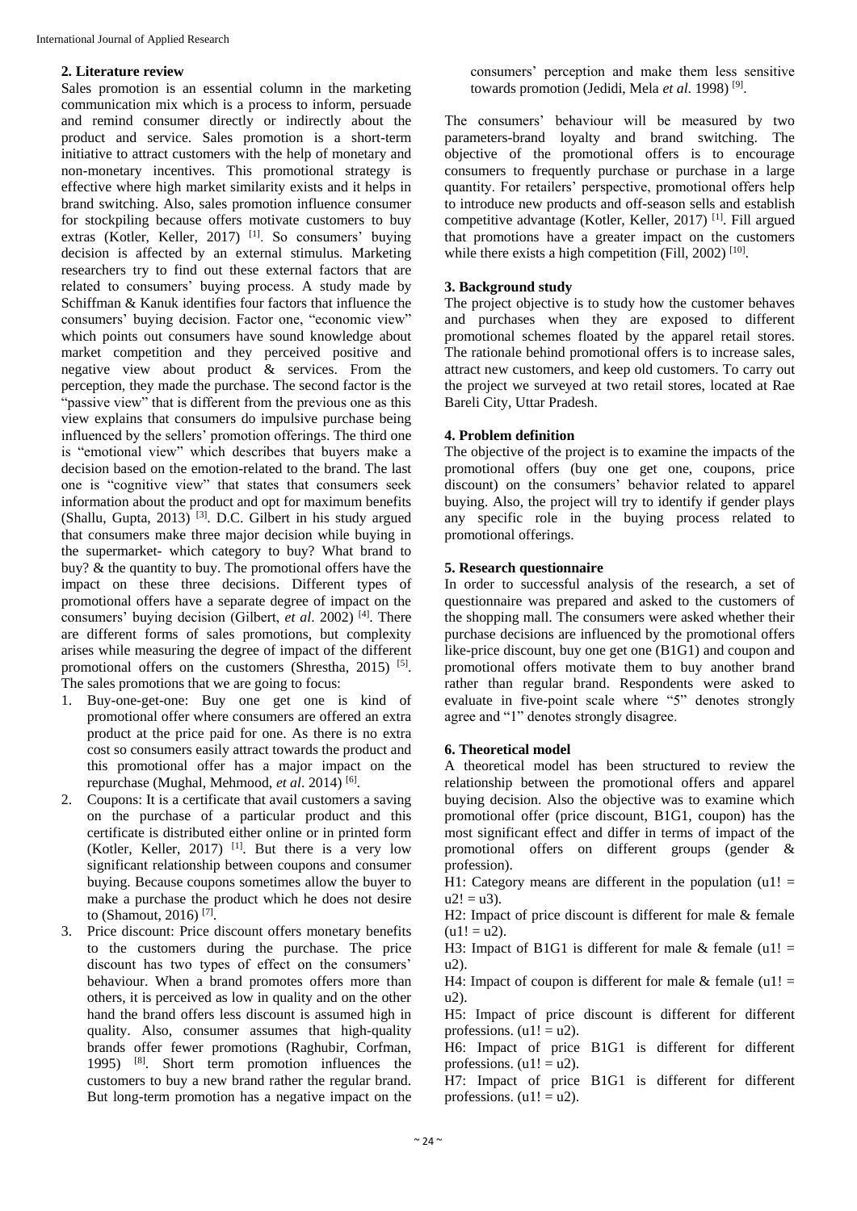## 2. Literature review

Sales promotion is an essential column in the marketing communication mix which is a process to inform, persuade and remind consumer directly or indirectly about the product and service. Sales promotion is a short-term initiative to attract customers with the help of monetary and non-monetary incentives. This promotional strategy is effective where high market similarity exists and it helps in brand switching. Also, sales promotion influence consumer for stockpiling because offers motivate customers to buy extras (Kotler, Keller, 2017) [1]. So consumers' buying decision is affected by an external stimulus. Marketing researchers try to find out these external factors that are related to consumers' buying process. A study made by Schiffman & Kanuk identifies four factors that influence the consumers' buying decision. Factor one, "economic view" which points out consumers have sound knowledge about market competition and they perceived positive and negative view about product & services. From the perception, they made the purchase. The second factor is the "passive view" that is different from the previous one as this view explains that consumers do impulsive purchase being influenced by the sellers' promotion offerings. The third one is "emotional view" which describes that buyers make a decision based on the emotion-related to the brand. The last one is "cognitive view" that states that consumers seek information about the product and opt for maximum benefits (Shallu, Gupta, 2013) [3]. D.C. Gilbert in his study argued that consumers make three major decision while buying in the supermarket- which category to buy? What brand to buy? & the quantity to buy. The promotional offers have the impact on these three decisions. Different types of promotional offers have a separate degree of impact on the consumers' buying decision (Gilbert, *et al*. 2002) [4]. There are different forms of sales promotions, but complexity arises while measuring the degree of impact of the different promotional offers on the customers (Shrestha, 2015) [5]. The sales promotions that we are going to focus:

1. Buy-one-get-one: Buy one get one is kind of promotional offer where consumers are offered an extra product at the price paid for one. As there is no extra cost so consumers easily attract towards the product and this promotional offer has a major impact on the repurchase (Mughal, Mehmood, *et al*. 2014) [6].
2. Coupons: It is a certificate that avail customers a saving on the purchase of a particular product and this certificate is distributed either online or in printed form (Kotler, Keller, 2017) [1]. But there is a very low significant relationship between coupons and consumer buying. Because coupons sometimes allow the buyer to make a purchase the product which he does not desire to (Shamout, 2016) [7].
3. Price discount: Price discount offers monetary benefits to the customers during the purchase. The price discount has two types of effect on the consumers' behaviour. When a brand promotes offers more than others, it is perceived as low in quality and on the other hand the brand offers less discount is assumed high in quality. Also, consumer assumes that high-quality brands offer fewer promotions (Raghubir, Corfman, 1995) [8]. Short term promotion influences the customers to buy a new brand rather the regular brand. But long-term promotion has a negative impact on the consumers' perception and make them less sensitive towards promotion (Jedidi, Mela *et al*. 1998) [9].

The consumers' behaviour will be measured by two parameters-brand loyalty and brand switching. The objective of the promotional offers is to encourage consumers to frequently purchase or purchase in a large quantity. For retailers' perspective, promotional offers help to introduce new products and off-season sells and establish competitive advantage (Kotler, Keller, 2017) [1]. Fill argued that promotions have a greater impact on the customers while there exists a high competition (Fill, 2002) [10].

## 3. Background study

The project objective is to study how the customer behaves and purchases when they are exposed to different promotional schemes floated by the apparel retail stores. The rationale behind promotional offers is to increase sales, attract new customers, and keep old customers. To carry out the project we surveyed at two retail stores, located at Rae Bareli City, Uttar Pradesh.

## 4. Problem definition

The objective of the project is to examine the impacts of the promotional offers (buy one get one, coupons, price discount) on the consumers' behavior related to apparel buying. Also, the project will try to identify if gender plays any specific role in the buying process related to promotional offerings.

## 5. Research questionnaire

In order to successful analysis of the research, a set of questionnaire was prepared and asked to the customers of the shopping mall. The consumers were asked whether their purchase decisions are influenced by the promotional offers like-price discount, buy one get one (B1G1) and coupon and promotional offers motivate them to buy another brand rather than regular brand. Respondents were asked to evaluate in five-point scale where "5" denotes strongly agree and "1" denotes strongly disagree.

## 6. Theoretical model

A theoretical model has been structured to review the relationship between the promotional offers and apparel buying decision. Also the objective was to examine which promotional offer (price discount, B1G1, coupon) has the most significant effect and differ in terms of impact of the promotional offers on different groups (gender & profession).

H1: Category means are different in the population (u1! = u2! = u3).

H2: Impact of price discount is different for male & female (u1! = u2).

H3: Impact of B1G1 is different for male & female (u1! = u2).

H4: Impact of coupon is different for male & female (u1! = u2).

H5: Impact of price discount is different for different professions. (u1! = u2).

H6: Impact of price B1G1 is different for different professions. (u1! = u2).

H7: Impact of price B1G1 is different for different professions. (u1! = u2).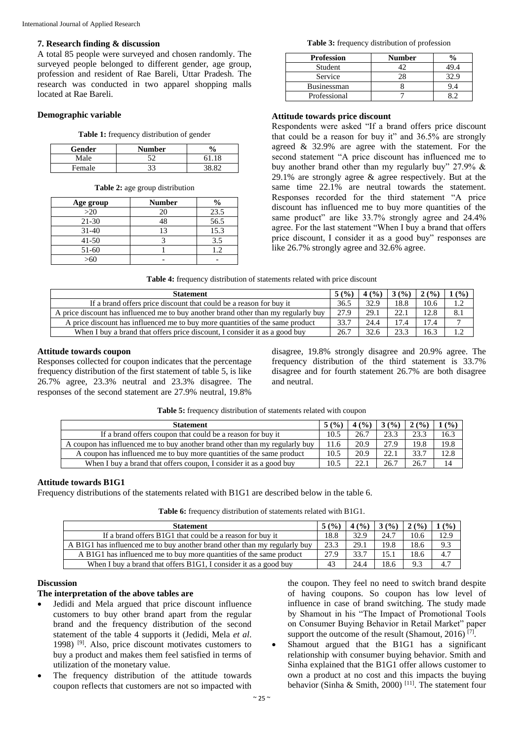## 7. Research finding & discussion

A total 85 people were surveyed and chosen randomly. The surveyed people belonged to different gender, age group, profession and resident of Rae Bareli, Uttar Pradesh. The research was conducted in two apparel shopping malls located at Rae Bareli.

### Demographic variable

**Table 1:** frequency distribution of gender

| Gender | Number | % |
|---|---|---|
| Male | 52 | 61.18 |
| Female | 33 | 38.82 |

**Table 2:** age group distribution

| Age group | Number | % |
|---|---|---|
| >20 | 20 | 23.5 |
| 21-30 | 48 | 56.5 |
| 31-40 | 13 | 15.3 |
| 41-50 | 3 | 3.5 |
| 51-60 | 1 | 1.2 |
| >60 | - | - |

**Table 3:** frequency distribution of profession

| Profession | Number | % |
|---|---|---|
| Student | 42 | 49.4 |
| Service | 28 | 32.9 |
| Businessman | 8 | 9.4 |
| Professional | 7 | 8.2 |

### Attitude towards price discount

Respondents were asked "If a brand offers price discount that could be a reason for buy it" and 36.5% are strongly agreed & 32.9% are agree with the statement. For the second statement "A price discount has influenced me to buy another brand other than my regularly buy" 27.9% & 29.1% are strongly agree & agree respectively. But at the same time 22.1% are neutral towards the statement. Responses recorded for the third statement "A price discount has influenced me to buy more quantities of the same product" are like 33.7% strongly agree and 24.4% agree. For the last statement "When I buy a brand that offers price discount, I consider it as a good buy" responses are like 26.7% strongly agree and 32.6% agree.

**Table 4:** frequency distribution of statements related with price discount

| Statement | 5 (%) | 4 (%) | 3 (%) | 2 (%) | 1 (%) |
|---|---|---|---|---|---|
| If a brand offers price discount that could be a reason for buy it | 36.5 | 32.9 | 18.8 | 10.6 | 1.2 |
| A price discount has influenced me to buy another brand other than my regularly buy | 27.9 | 29.1 | 22.1 | 12.8 | 8.1 |
| A price discount has influenced me to buy more quantities of the same product | 33.7 | 24.4 | 17.4 | 17.4 | 7 |
| When I buy a brand that offers price discount, I consider it as a good buy | 26.7 | 32.6 | 23.3 | 16.3 | 1.2 |

### Attitude towards coupon

Responses collected for coupon indicates that the percentage frequency distribution of the first statement of table 5, is like 26.7% agree, 23.3% neutral and 23.3% disagree. The responses of the second statement are 27.9% neutral, 19.8% disagree, 19.8% strongly disagree and 20.9% agree. The frequency distribution of the third statement is 33.7% disagree and for fourth statement 26.7% are both disagree and neutral.

**Table 5:** frequency distribution of statements related with coupon

| Statement | 5 (%) | 4 (%) | 3 (%) | 2 (%) | 1 (%) |
|---|---|---|---|---|---|
| If a brand offers coupon that could be a reason for buy it | 10.5 | 26.7 | 23.3 | 23.3 | 16.3 |
| A coupon has influenced me to buy another brand other than my regularly buy | 11.6 | 20.9 | 27.9 | 19.8 | 19.8 |
| A coupon has influenced me to buy more quantities of the same product | 10.5 | 20.9 | 22.1 | 33.7 | 12.8 |
| When I buy a brand that offers coupon, I consider it as a good buy | 10.5 | 22.1 | 26.7 | 26.7 | 14 |

### Attitude towards B1G1

Frequency distributions of the statements related with B1G1 are described below in the table 6.

**Table 6:** frequency distribution of statements related with B1G1.

| Statement | 5 (%) | 4 (%) | 3 (%) | 2 (%) | 1 (%) |
|---|---|---|---|---|---|
| If a brand offers B1G1 that could be a reason for buy it | 18.8 | 32.9 | 24.7 | 10.6 | 12.9 |
| A B1G1 has influenced me to buy another brand other than my regularly buy | 23.3 | 29.1 | 19.8 | 18.6 | 9.3 |
| A B1G1 has influenced me to buy more quantities of the same product | 27.9 | 33.7 | 15.1 | 18.6 | 4.7 |
| When I buy a brand that offers B1G1, I consider it as a good buy | 43 | 24.4 | 18.6 | 9.3 | 4.7 |

### Discussion

**The interpretation of the above tables are**

- Jedidi and Mela argued that price discount influence customers to buy other brand apart from the regular brand and the frequency distribution of the second statement of the table 4 supports it (Jedidi, Mela *et al*. 1998) [9]. Also, price discount motivates customers to buy a product and makes them feel satisfied in terms of utilization of the monetary value.
- The frequency distribution of the attitude towards coupon reflects that customers are not so impacted with the coupon. They feel no need to switch brand despite of having coupons. So coupon has low level of influence in case of brand switching. The study made by Shamout in his "The Impact of Promotional Tools on Consumer Buying Behavior in Retail Market" paper support the outcome of the result (Shamout, 2016) [7].
- Shamout argued that the B1G1 has a significant relationship with consumer buying behavior. Smith and Sinha explained that the B1G1 offer allows customer to own a product at no cost and this impacts the buying behavior (Sinha & Smith, 2000) [11]. The statement four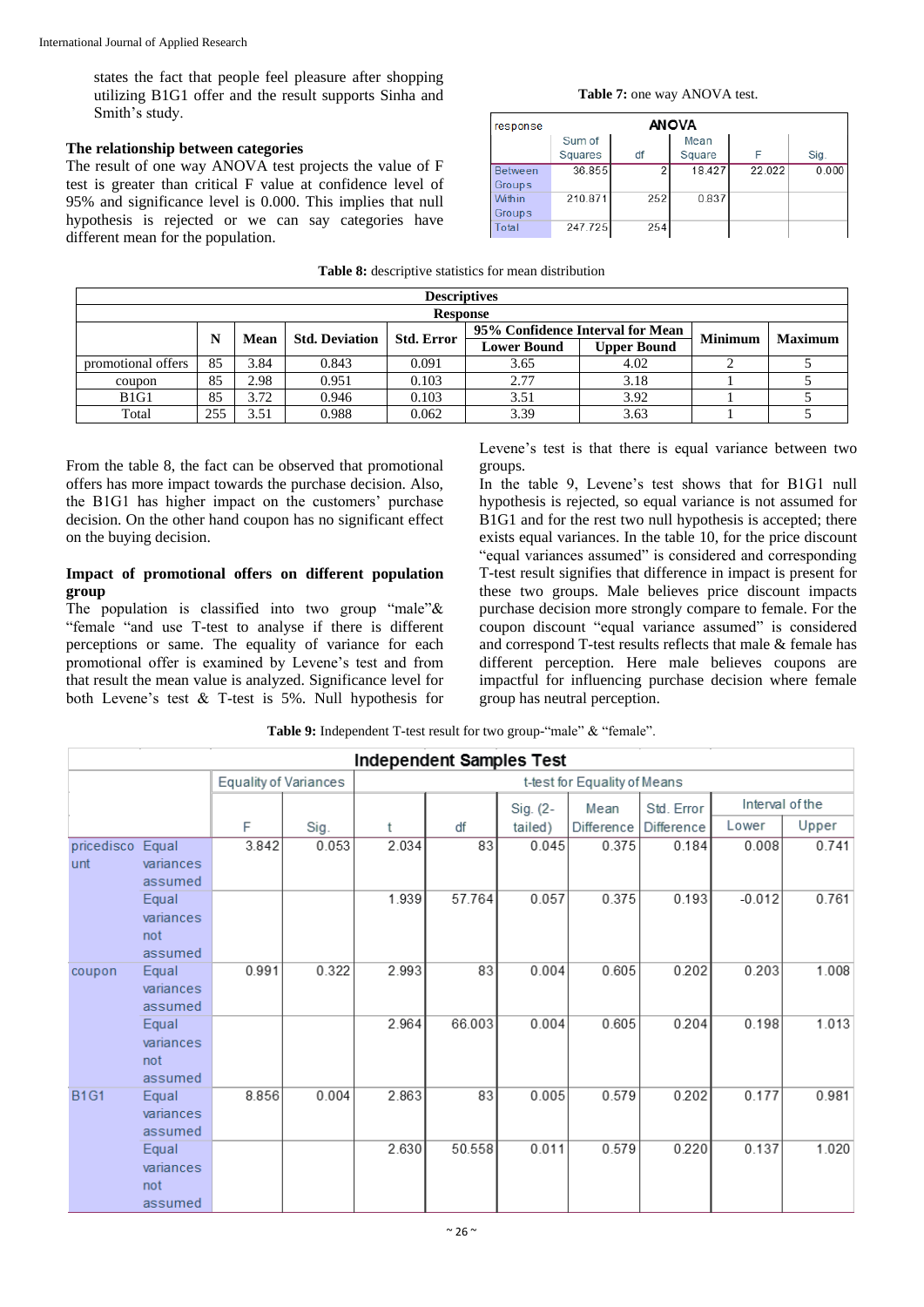states the fact that people feel pleasure after shopping utilizing B1G1 offer and the result supports Sinha and Smith's study.

### The relationship between categories

The result of one way ANOVA test projects the value of F test is greater than critical F value at confidence level of 95% and significance level is 0.000. This implies that null hypothesis is rejected or we can say categories have different mean for the population.

**Table 7:** one way ANOVA test.

| response | ANOVA | | | | |
|---|---|---|---|---|---|
| | Sum of Squares | df | Mean Square | F | Sig. |
| Between Groups | 36.855 | 2 | 18.427 | 22.022 | 0.000 |
| Within Groups | 210.871 | 252 | 0.837 | | |
| Total | 247.725 | 254 | | | |

**Table 8:** descriptive statistics for mean distribution

| Descriptives | | | | | | | | |
|---|---|---|---|---|---|---|---|---|
| Response | | | | | | | | |
| | N | Mean | Std. Deviation | Std. Error | 95% Confidence Interval for Mean | | Minimum | Maximum |
| | | | | | Lower Bound | Upper Bound | | |
| promotional offers | 85 | 3.84 | 0.843 | 0.091 | 3.65 | 4.02 | 2 | 5 |
| coupon | 85 | 2.98 | 0.951 | 0.103 | 2.77 | 3.18 | 1 | 5 |
| B1G1 | 85 | 3.72 | 0.946 | 0.103 | 3.51 | 3.92 | 1 | 5 |
| Total | 255 | 3.51 | 0.988 | 0.062 | 3.39 | 3.63 | 1 | 5 |

From the table 8, the fact can be observed that promotional offers has more impact towards the purchase decision. Also, the B1G1 has higher impact on the customers' purchase decision. On the other hand coupon has no significant effect on the buying decision.

### Impact of promotional offers on different population group

The population is classified into two group "male"& "female "and use T-test to analyse if there is different perceptions or same. The equality of variance for each promotional offer is examined by Levene's test and from that result the mean value is analyzed. Significance level for both Levene's test & T-test is 5%. Null hypothesis for Levene's test is that there is equal variance between two groups.

In the table 9, Levene's test shows that for B1G1 null hypothesis is rejected, so equal variance is not assumed for B1G1 and for the rest two null hypothesis is accepted; there exists equal variances. In the table 10, for the price discount "equal variances assumed" is considered and corresponding T-test result signifies that difference in impact is present for these two groups. Male believes price discount impacts purchase decision more strongly compare to female. For the coupon discount "equal variance assumed" is considered and correspond T-test results reflects that male & female has different perception. Here male believes coupons are impactful for influencing purchase decision where female group has neutral perception.

**Table 9:** Independent T-test result for two group-"male" & "female".

| Independent Samples Test | | | | | | | | | | |
|---|---|---|---|---|---|---|---|---|---|---|
| | | Equality of Variances | | t-test for Equality of Means | | | | | | |
| | | | | | | Sig. (2-tailed) | Mean Difference | Std. Error Difference | Interval of the | |
| | | F | Sig. | t | df | | | | Lower | Upper |
| pricediscount | Equal variances assumed | 3.842 | 0.053 | 2.034 | 83 | 0.045 | 0.375 | 0.184 | 0.008 | 0.741 |
| | Equal variances not assumed | | | 1.939 | 57.764 | 0.057 | 0.375 | 0.193 | -0.012 | 0.761 |
| coupon | Equal variances assumed | 0.991 | 0.322 | 2.993 | 83 | 0.004 | 0.605 | 0.202 | 0.203 | 1.008 |
| | Equal variances not assumed | | | 2.964 | 66.003 | 0.004 | 0.605 | 0.204 | 0.198 | 1.013 |
| B1G1 | Equal variances assumed | 8.856 | 0.004 | 2.863 | 83 | 0.005 | 0.579 | 0.202 | 0.177 | 0.981 |
| | Equal variances not assumed | | | 2.630 | 50.558 | 0.011 | 0.579 | 0.220 | 0.137 | 1.020 |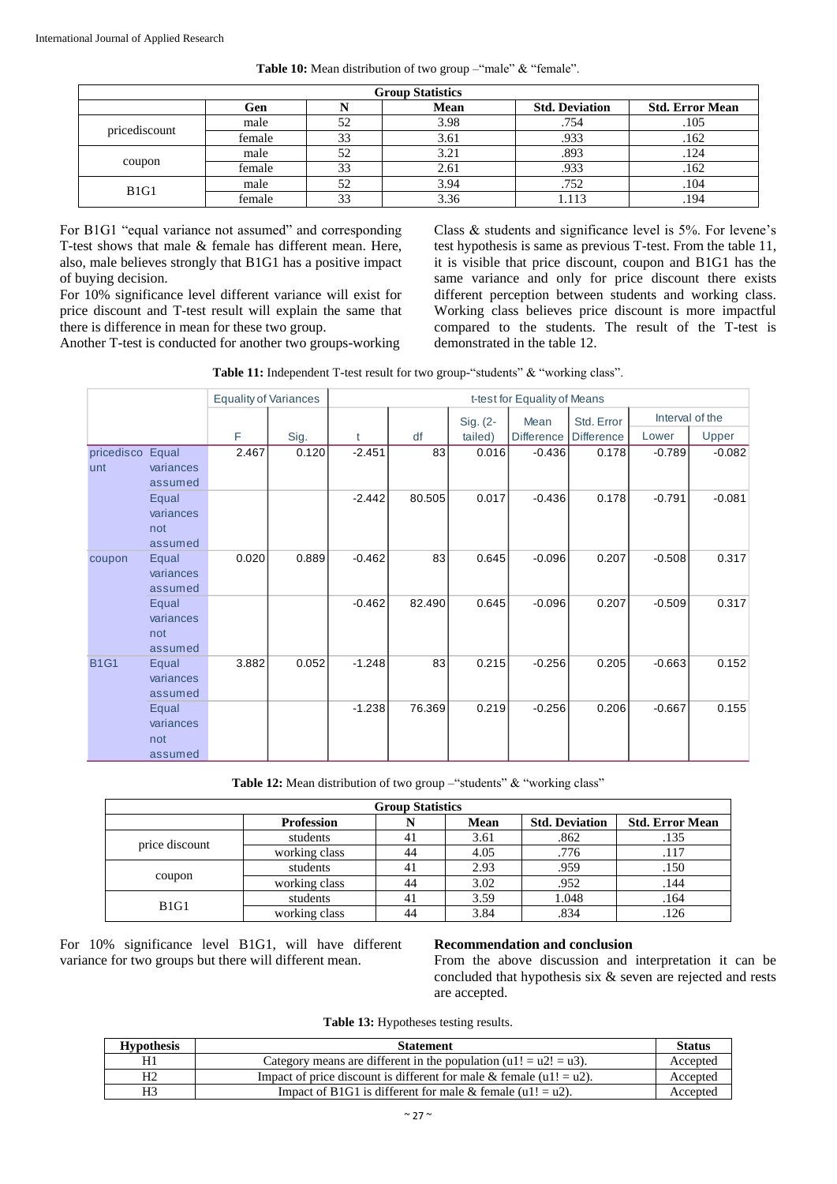**Table 10:** Mean distribution of two group –"male" & "female".

| Group Statistics | | | | | |
|---|---|---|---|---|---|
| | Gen | N | Mean | Std. Deviation | Std. Error Mean |
| pricediscount | male | 52 | 3.98 | .754 | .105 |
| | female | 33 | 3.61 | .933 | .162 |
| coupon | male | 52 | 3.21 | .893 | .124 |
| | female | 33 | 2.61 | .933 | .162 |
| B1G1 | male | 52 | 3.94 | .752 | .104 |
| | female | 33 | 3.36 | 1.113 | .194 |

For B1G1 "equal variance not assumed" and corresponding T-test shows that male & female has different mean. Here, also, male believes strongly that B1G1 has a positive impact of buying decision.

For 10% significance level different variance will exist for price discount and T-test result will explain the same that there is difference in mean for these two group.

Another T-test is conducted for another two groups-working Class & students and significance level is 5%. For levene's test hypothesis is same as previous T-test. From the table 11, it is visible that price discount, coupon and B1G1 has the same variance and only for price discount there exists different perception between students and working class. Working class believes price discount is more impactful compared to the students. The result of the T-test is demonstrated in the table 12.

**Table 11:** Independent T-test result for two group-"students" & "working class".

| | | Equality of Variances | | t-test for Equality of Means | | | | | | |
|---|---|---|---|---|---|---|---|---|---|---|
| | | | | | | Sig. (2- | Mean | Std. Error | Interval of the | |
| | | F | Sig. | t | df | tailed) | Difference | Difference | Lower | Upper |
| pricediscount | Equal variances assumed | 2.467 | 0.120 | -2.451 | 83 | 0.016 | -0.436 | 0.178 | -0.789 | -0.082 |
| | Equal variances not assumed | | | -2.442 | 80.505 | 0.017 | -0.436 | 0.178 | -0.791 | -0.081 |
| coupon | Equal variances assumed | 0.020 | 0.889 | -0.462 | 83 | 0.645 | -0.096 | 0.207 | -0.508 | 0.317 |
| | Equal variances not assumed | | | -0.462 | 82.490 | 0.645 | -0.096 | 0.207 | -0.509 | 0.317 |
| B1G1 | Equal variances assumed | 3.882 | 0.052 | -1.248 | 83 | 0.215 | -0.256 | 0.205 | -0.663 | 0.152 |
| | Equal variances not assumed | | | -1.238 | 76.369 | 0.219 | -0.256 | 0.206 | -0.667 | 0.155 |

**Table 12:** Mean distribution of two group –"students" & "working class"

| Group Statistics | | | | | |
|---|---|---|---|---|---|
| | Profession | N | Mean | Std. Deviation | Std. Error Mean |
| price discount | students | 41 | 3.61 | .862 | .135 |
| | working class | 44 | 4.05 | .776 | .117 |
| coupon | students | 41 | 2.93 | .959 | .150 |
| | working class | 44 | 3.02 | .952 | .144 |
| B1G1 | students | 41 | 3.59 | 1.048 | .164 |
| | working class | 44 | 3.84 | .834 | .126 |

For 10% significance level B1G1, will have different variance for two groups but there will different mean.

## Recommendation and conclusion

From the above discussion and interpretation it can be concluded that hypothesis six & seven are rejected and rests are accepted.

**Table 13:** Hypotheses testing results.

| Hypothesis | Statement | Status |
|---|---|---|
| H1 | Category means are different in the population (u1! = u2! = u3). | Accepted |
| H2 | Impact of price discount is different for male & female (u1! = u2). | Accepted |
| H3 | Impact of B1G1 is different for male & female (u1! = u2). | Accepted |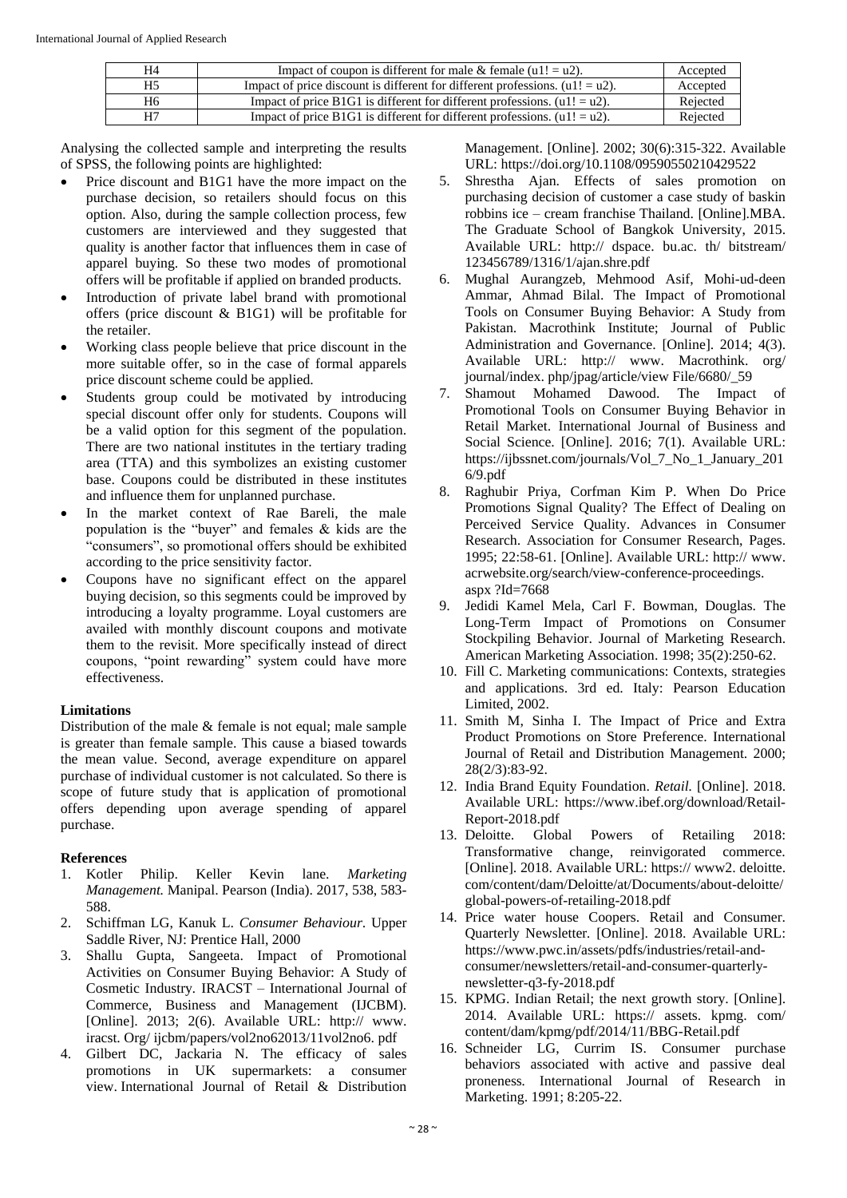| H4 | Impact of coupon is different for male & female (u1! = u2). | Accepted |
|---|---|---|
| H5 | Impact of price discount is different for different professions. (u1! = u2). | Accepted |
| H6 | Impact of price B1G1 is different for different professions. (u1! = u2). | Rejected |
| H7 | Impact of price B1G1 is different for different professions. (u1! = u2). | Rejected |

Analysing the collected sample and interpreting the results of SPSS, the following points are highlighted:

- Price discount and B1G1 have the more impact on the purchase decision, so retailers should focus on this option. Also, during the sample collection process, few customers are interviewed and they suggested that quality is another factor that influences them in case of apparel buying. So these two modes of promotional offers will be profitable if applied on branded products.
- Introduction of private label brand with promotional offers (price discount & B1G1) will be profitable for the retailer.
- Working class people believe that price discount in the more suitable offer, so in the case of formal apparels price discount scheme could be applied.
- Students group could be motivated by introducing special discount offer only for students. Coupons will be a valid option for this segment of the population. There are two national institutes in the tertiary trading area (TTA) and this symbolizes an existing customer base. Coupons could be distributed in these institutes and influence them for unplanned purchase.
- In the market context of Rae Bareli, the male population is the "buyer" and females & kids are the "consumers", so promotional offers should be exhibited according to the price sensitivity factor.
- Coupons have no significant effect on the apparel buying decision, so this segments could be improved by introducing a loyalty programme. Loyal customers are availed with monthly discount coupons and motivate them to the revisit. More specifically instead of direct coupons, "point rewarding" system could have more effectiveness.

**Limitations**

Distribution of the male & female is not equal; male sample is greater than female sample. This cause a biased towards the mean value. Second, average expenditure on apparel purchase of individual customer is not calculated. So there is scope of future study that is application of promotional offers depending upon average spending of apparel purchase.

**References**

1. Kotler Philip. Keller Kevin lane. *Marketing Management.* Manipal. Pearson (India). 2017, 538, 583-588.
2. Schiffman LG, Kanuk L. *Consumer Behaviour*. Upper Saddle River, NJ: Prentice Hall, 2000
3. Shallu Gupta, Sangeeta. Impact of Promotional Activities on Consumer Buying Behavior: A Study of Cosmetic Industry. IRACST – International Journal of Commerce, Business and Management (IJCBM). [Online]. 2013; 2(6). Available URL: http:// www. iracst. Org/ ijcbm/papers/vol2no62013/11vol2no6. pdf
4. Gilbert DC, Jackaria N. The efficacy of sales promotions in UK supermarkets: a consumer view. International Journal of Retail & Distribution Management. [Online]. 2002; 30(6):315-322. Available URL: https://doi.org/10.1108/09590550210429522
5. Shrestha Ajan. Effects of sales promotion on purchasing decision of customer a case study of baskin robbins ice – cream franchise Thailand. [Online].MBA. The Graduate School of Bangkok University, 2015. Available URL: http:// dspace. bu.ac. th/ bitstream/ 123456789/1316/1/ajan.shre.pdf
6. Mughal Aurangzeb, Mehmood Asif, Mohi-ud-deen Ammar, Ahmad Bilal. The Impact of Promotional Tools on Consumer Buying Behavior: A Study from Pakistan. Macrothink Institute; Journal of Public Administration and Governance. [Online]. 2014; 4(3). Available URL: http:// www. Macrothink. org/ journal/index. php/jpag/article/view File/6680/_59
7. Shamout Mohamed Dawood. The Impact of Promotional Tools on Consumer Buying Behavior in Retail Market. International Journal of Business and Social Science. [Online]. 2016; 7(1). Available URL: https://ijbssnet.com/journals/Vol_7_No_1_January_2016/9.pdf
8. Raghubir Priya, Corfman Kim P. When Do Price Promotions Signal Quality? The Effect of Dealing on Perceived Service Quality. Advances in Consumer Research. Association for Consumer Research, Pages. 1995; 22:58-61. [Online]. Available URL: http:// www. acrwebsite.org/search/view-conference-proceedings. aspx ?Id=7668
9. Jedidi Kamel Mela, Carl F. Bowman, Douglas. The Long-Term Impact of Promotions on Consumer Stockpiling Behavior. Journal of Marketing Research. American Marketing Association. 1998; 35(2):250-62.
10. Fill C. Marketing communications: Contexts, strategies and applications. 3rd ed. Italy: Pearson Education Limited, 2002.
11. Smith M, Sinha I. The Impact of Price and Extra Product Promotions on Store Preference. International Journal of Retail and Distribution Management. 2000; 28(2/3):83-92.
12. India Brand Equity Foundation. *Retail.* [Online]. 2018. Available URL: https://www.ibef.org/download/Retail-Report-2018.pdf
13. Deloitte. Global Powers of Retailing 2018: Transformative change, reinvigorated commerce. [Online]. 2018. Available URL: https:// www2. deloitte. com/content/dam/Deloitte/at/Documents/about-deloitte/ global-powers-of-retailing-2018.pdf
14. Price water house Coopers. Retail and Consumer. Quarterly Newsletter. [Online]. 2018. Available URL: https://www.pwc.in/assets/pdfs/industries/retail-and-consumer/newsletters/retail-and-consumer-quarterly-newsletter-q3-fy-2018.pdf
15. KPMG. Indian Retail; the next growth story. [Online]. 2014. Available URL: https:// assets. kpmg. com/ content/dam/kpmg/pdf/2014/11/BBG-Retail.pdf
16. Schneider LG, Currim IS. Consumer purchase behaviors associated with active and passive deal proneness. International Journal of Research in Marketing. 1991; 8:205-22.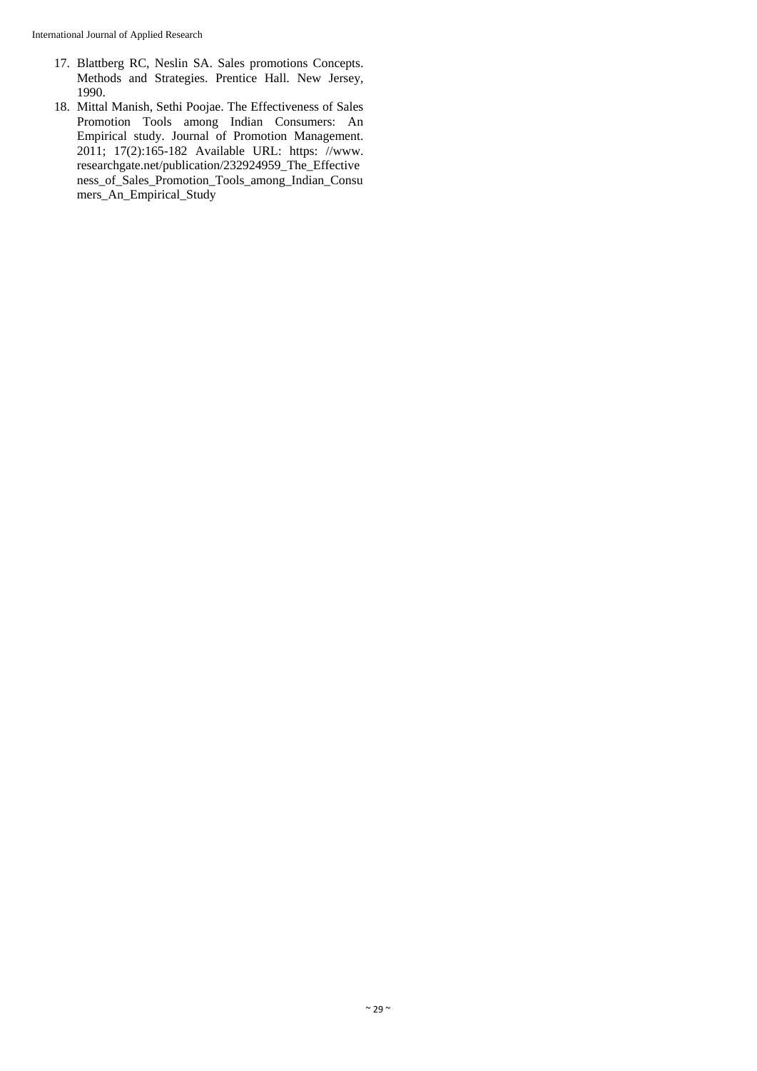17. Blattberg RC, Neslin SA. Sales promotions Concepts. Methods and Strategies. Prentice Hall. New Jersey, 1990.
18. Mittal Manish, Sethi Poojae. The Effectiveness of Sales Promotion Tools among Indian Consumers: An Empirical study. Journal of Promotion Management. 2011; 17(2):165-182 Available URL: https: //www. researchgate.net/publication/232924959_The_Effectiveness_of_Sales_Promotion_Tools_among_Indian_Consumers_An_Empirical_Study